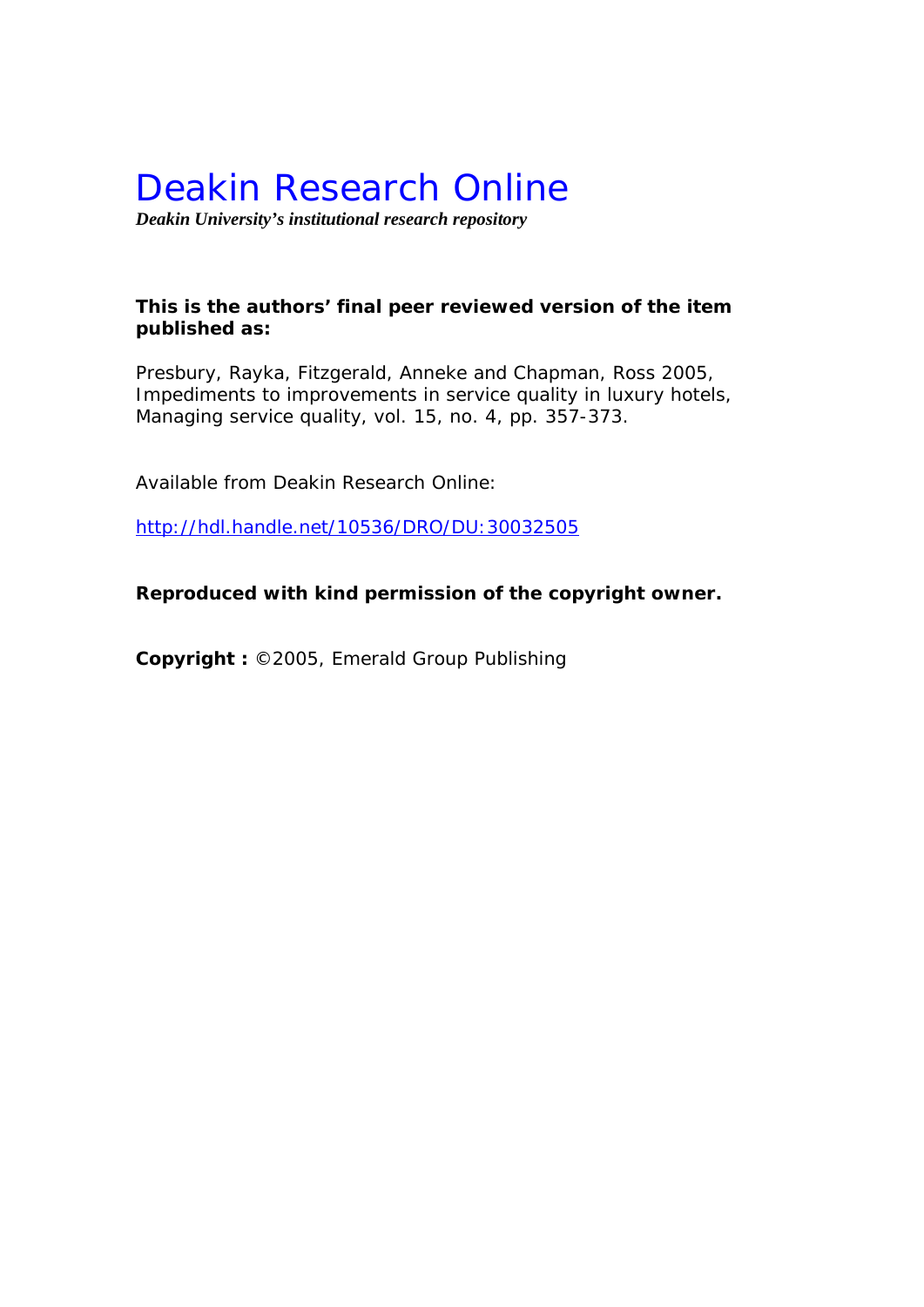# Deakin Research Online

***Deakin University's institutional research repository***

**This is the authors' final peer reviewed version of the item published as:**

Presbury, Rayka, Fitzgerald, Anneke and Chapman, Ross 2005, Impediments to improvements in service quality in luxury hotels, Managing service quality, vol. 15, no. 4, pp. 357-373.

Available from Deakin Research Online:

http://hdl.handle.net/10536/DRO/DU:30032505

**Reproduced with kind permission of the copyright owner.**

**Copyright :** ©2005, Emerald Group Publishing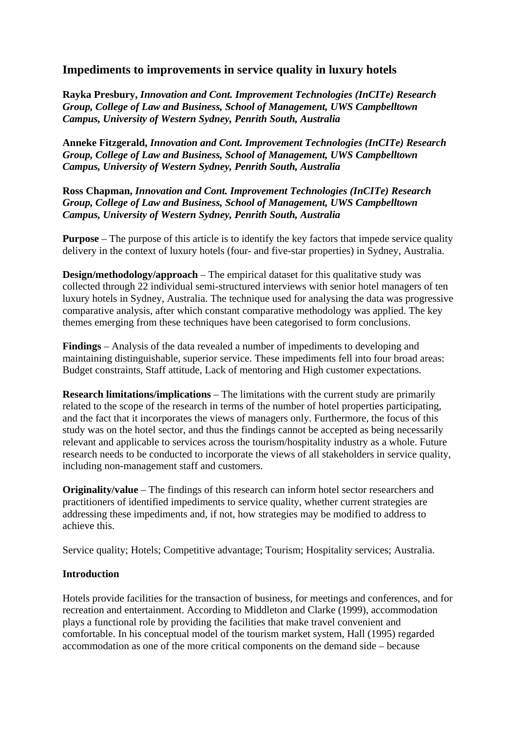# Impediments to improvements in service quality in luxury hotels

**Rayka Presbury,** ***Innovation and Cont. Improvement Technologies (InCITe) Research Group, College of Law and Business, School of Management, UWS Campbelltown Campus, University of Western Sydney, Penrith South, Australia***

**Anneke Fitzgerald,** ***Innovation and Cont. Improvement Technologies (InCITe) Research Group, College of Law and Business, School of Management, UWS Campbelltown Campus, University of Western Sydney, Penrith South, Australia***

**Ross Chapman,** ***Innovation and Cont. Improvement Technologies (InCITe) Research Group, College of Law and Business, School of Management, UWS Campbelltown Campus, University of Western Sydney, Penrith South, Australia***

**Purpose** – The purpose of this article is to identify the key factors that impede service quality delivery in the context of luxury hotels (four- and five-star properties) in Sydney, Australia.

**Design/methodology/approach** – The empirical dataset for this qualitative study was collected through 22 individual semi-structured interviews with senior hotel managers of ten luxury hotels in Sydney, Australia. The technique used for analysing the data was progressive comparative analysis, after which constant comparative methodology was applied. The key themes emerging from these techniques have been categorised to form conclusions.

**Findings** – Analysis of the data revealed a number of impediments to developing and maintaining distinguishable, superior service. These impediments fell into four broad areas: Budget constraints, Staff attitude, Lack of mentoring and High customer expectations.

**Research limitations/implications** – The limitations with the current study are primarily related to the scope of the research in terms of the number of hotel properties participating, and the fact that it incorporates the views of managers only. Furthermore, the focus of this study was on the hotel sector, and thus the findings cannot be accepted as being necessarily relevant and applicable to services across the tourism/hospitality industry as a whole. Future research needs to be conducted to incorporate the views of all stakeholders in service quality, including non-management staff and customers.

**Originality/value** – The findings of this research can inform hotel sector researchers and practitioners of identified impediments to service quality, whether current strategies are addressing these impediments and, if not, how strategies may be modified to address to achieve this.

Service quality; Hotels; Competitive advantage; Tourism; Hospitality services; Australia.

## Introduction

Hotels provide facilities for the transaction of business, for meetings and conferences, and for recreation and entertainment. According to Middleton and Clarke (1999), accommodation plays a functional role by providing the facilities that make travel convenient and comfortable. In his conceptual model of the tourism market system, Hall (1995) regarded accommodation as one of the more critical components on the demand side – because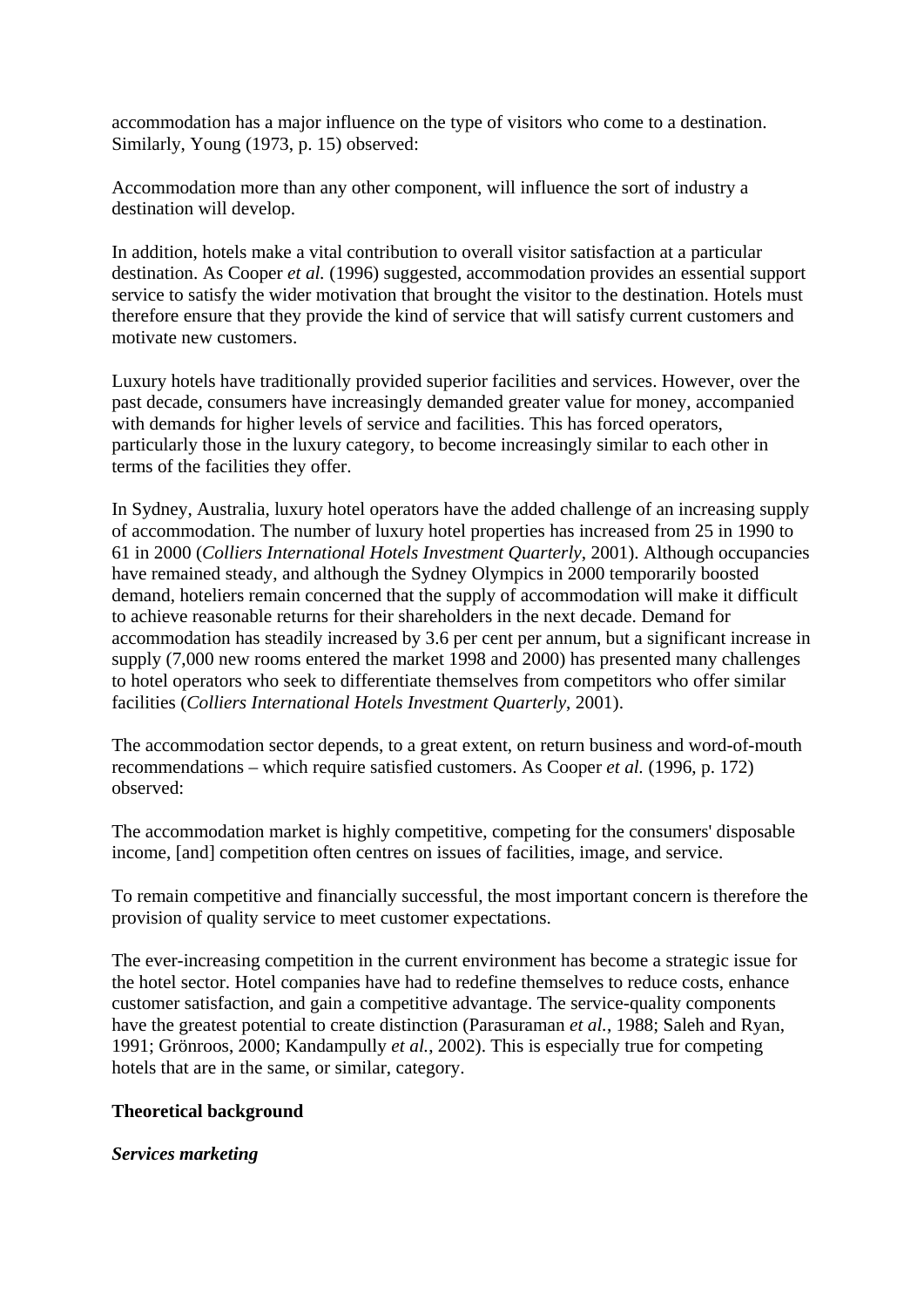accommodation has a major influence on the type of visitors who come to a destination. Similarly, Young (1973, p. 15) observed:

Accommodation more than any other component, will influence the sort of industry a destination will develop.

In addition, hotels make a vital contribution to overall visitor satisfaction at a particular destination. As Cooper *et al.* (1996) suggested, accommodation provides an essential support service to satisfy the wider motivation that brought the visitor to the destination. Hotels must therefore ensure that they provide the kind of service that will satisfy current customers and motivate new customers.

Luxury hotels have traditionally provided superior facilities and services. However, over the past decade, consumers have increasingly demanded greater value for money, accompanied with demands for higher levels of service and facilities. This has forced operators, particularly those in the luxury category, to become increasingly similar to each other in terms of the facilities they offer.

In Sydney, Australia, luxury hotel operators have the added challenge of an increasing supply of accommodation. The number of luxury hotel properties has increased from 25 in 1990 to 61 in 2000 (*Colliers International Hotels Investment Quarterly*, 2001). Although occupancies have remained steady, and although the Sydney Olympics in 2000 temporarily boosted demand, hoteliers remain concerned that the supply of accommodation will make it difficult to achieve reasonable returns for their shareholders in the next decade. Demand for accommodation has steadily increased by 3.6 per cent per annum, but a significant increase in supply (7,000 new rooms entered the market 1998 and 2000) has presented many challenges to hotel operators who seek to differentiate themselves from competitors who offer similar facilities (*Colliers International Hotels Investment Quarterly*, 2001).

The accommodation sector depends, to a great extent, on return business and word-of-mouth recommendations – which require satisfied customers. As Cooper *et al.* (1996, p. 172) observed:

The accommodation market is highly competitive, competing for the consumers' disposable income, [and] competition often centres on issues of facilities, image, and service.

To remain competitive and financially successful, the most important concern is therefore the provision of quality service to meet customer expectations.

The ever-increasing competition in the current environment has become a strategic issue for the hotel sector. Hotel companies have had to redefine themselves to reduce costs, enhance customer satisfaction, and gain a competitive advantage. The service-quality components have the greatest potential to create distinction (Parasuraman *et al.*, 1988; Saleh and Ryan, 1991; Grönroos, 2000; Kandampully *et al.*, 2002). This is especially true for competing hotels that are in the same, or similar, category.

## Theoretical background

### *Services marketing*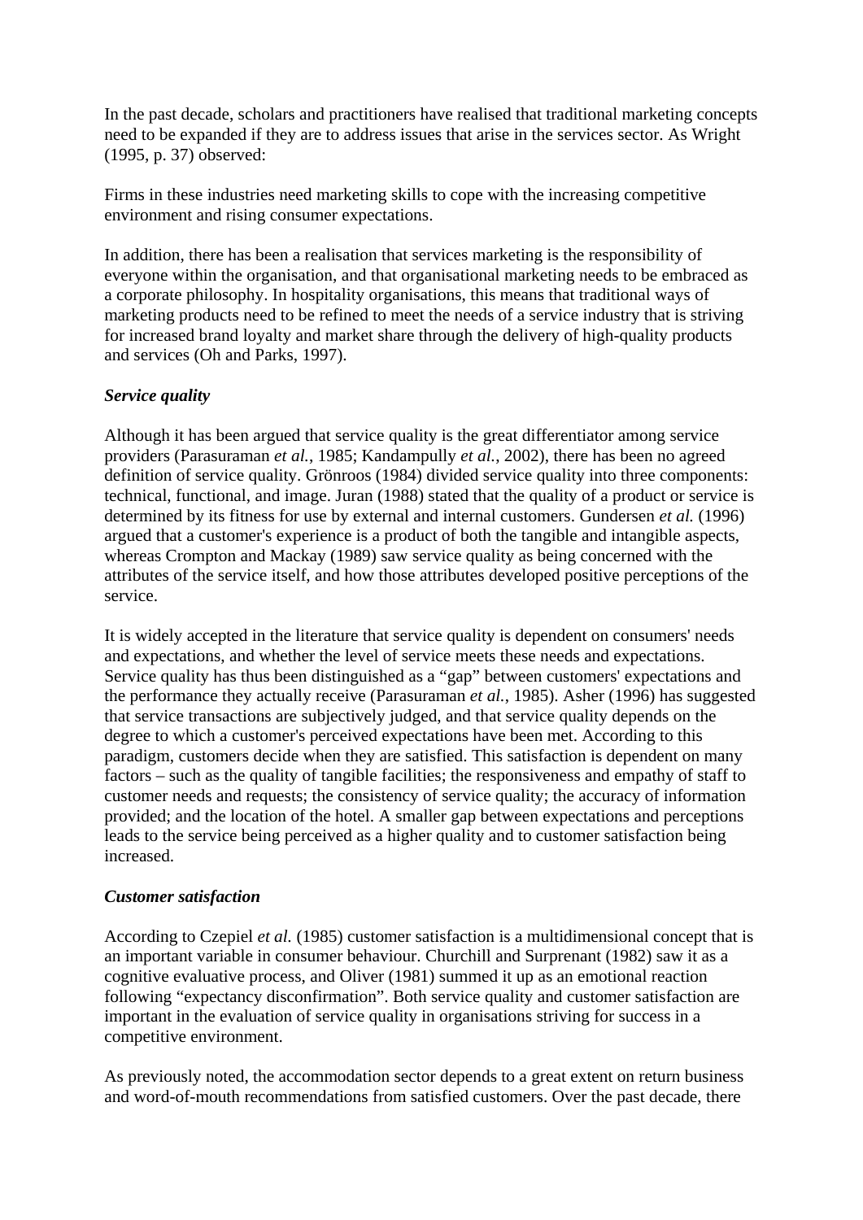In the past decade, scholars and practitioners have realised that traditional marketing concepts need to be expanded if they are to address issues that arise in the services sector. As Wright (1995, p. 37) observed:

Firms in these industries need marketing skills to cope with the increasing competitive environment and rising consumer expectations.

In addition, there has been a realisation that services marketing is the responsibility of everyone within the organisation, and that organisational marketing needs to be embraced as a corporate philosophy. In hospitality organisations, this means that traditional ways of marketing products need to be refined to meet the needs of a service industry that is striving for increased brand loyalty and market share through the delivery of high-quality products and services (Oh and Parks, 1997).

***Service quality***

Although it has been argued that service quality is the great differentiator among service providers (Parasuraman *et al.*, 1985; Kandampully *et al.*, 2002), there has been no agreed definition of service quality. Grönroos (1984) divided service quality into three components: technical, functional, and image. Juran (1988) stated that the quality of a product or service is determined by its fitness for use by external and internal customers. Gundersen *et al.* (1996) argued that a customer's experience is a product of both the tangible and intangible aspects, whereas Crompton and Mackay (1989) saw service quality as being concerned with the attributes of the service itself, and how those attributes developed positive perceptions of the service.

It is widely accepted in the literature that service quality is dependent on consumers' needs and expectations, and whether the level of service meets these needs and expectations. Service quality has thus been distinguished as a "gap" between customers' expectations and the performance they actually receive (Parasuraman *et al.*, 1985). Asher (1996) has suggested that service transactions are subjectively judged, and that service quality depends on the degree to which a customer's perceived expectations have been met. According to this paradigm, customers decide when they are satisfied. This satisfaction is dependent on many factors – such as the quality of tangible facilities; the responsiveness and empathy of staff to customer needs and requests; the consistency of service quality; the accuracy of information provided; and the location of the hotel. A smaller gap between expectations and perceptions leads to the service being perceived as a higher quality and to customer satisfaction being increased.

***Customer satisfaction***

According to Czepiel *et al.* (1985) customer satisfaction is a multidimensional concept that is an important variable in consumer behaviour. Churchill and Surprenant (1982) saw it as a cognitive evaluative process, and Oliver (1981) summed it up as an emotional reaction following "expectancy disconfirmation". Both service quality and customer satisfaction are important in the evaluation of service quality in organisations striving for success in a competitive environment.

As previously noted, the accommodation sector depends to a great extent on return business and word-of-mouth recommendations from satisfied customers. Over the past decade, there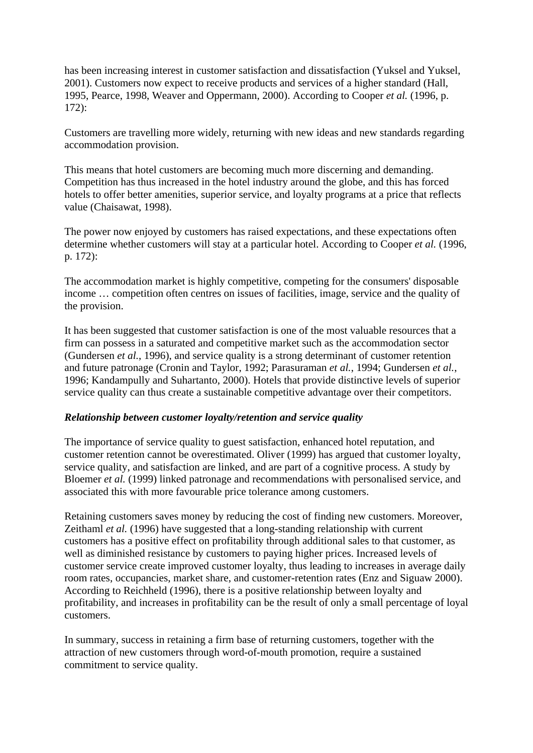has been increasing interest in customer satisfaction and dissatisfaction (Yuksel and Yuksel, 2001). Customers now expect to receive products and services of a higher standard (Hall, 1995, Pearce, 1998, Weaver and Oppermann, 2000). According to Cooper *et al.* (1996, p. 172):

Customers are travelling more widely, returning with new ideas and new standards regarding accommodation provision.

This means that hotel customers are becoming much more discerning and demanding. Competition has thus increased in the hotel industry around the globe, and this has forced hotels to offer better amenities, superior service, and loyalty programs at a price that reflects value (Chaisawat, 1998).

The power now enjoyed by customers has raised expectations, and these expectations often determine whether customers will stay at a particular hotel. According to Cooper *et al.* (1996, p. 172):

The accommodation market is highly competitive, competing for the consumers' disposable income … competition often centres on issues of facilities, image, service and the quality of the provision.

It has been suggested that customer satisfaction is one of the most valuable resources that a firm can possess in a saturated and competitive market such as the accommodation sector (Gundersen *et al.*, 1996), and service quality is a strong determinant of customer retention and future patronage (Cronin and Taylor, 1992; Parasuraman *et al.*, 1994; Gundersen *et al.*, 1996; Kandampully and Suhartanto, 2000). Hotels that provide distinctive levels of superior service quality can thus create a sustainable competitive advantage over their competitors.

***Relationship between customer loyalty/retention and service quality***

The importance of service quality to guest satisfaction, enhanced hotel reputation, and customer retention cannot be overestimated. Oliver (1999) has argued that customer loyalty, service quality, and satisfaction are linked, and are part of a cognitive process. A study by Bloemer *et al.* (1999) linked patronage and recommendations with personalised service, and associated this with more favourable price tolerance among customers.

Retaining customers saves money by reducing the cost of finding new customers. Moreover, Zeithaml *et al.* (1996) have suggested that a long-standing relationship with current customers has a positive effect on profitability through additional sales to that customer, as well as diminished resistance by customers to paying higher prices. Increased levels of customer service create improved customer loyalty, thus leading to increases in average daily room rates, occupancies, market share, and customer-retention rates (Enz and Siguaw 2000). According to Reichheld (1996), there is a positive relationship between loyalty and profitability, and increases in profitability can be the result of only a small percentage of loyal customers.

In summary, success in retaining a firm base of returning customers, together with the attraction of new customers through word-of-mouth promotion, require a sustained commitment to service quality.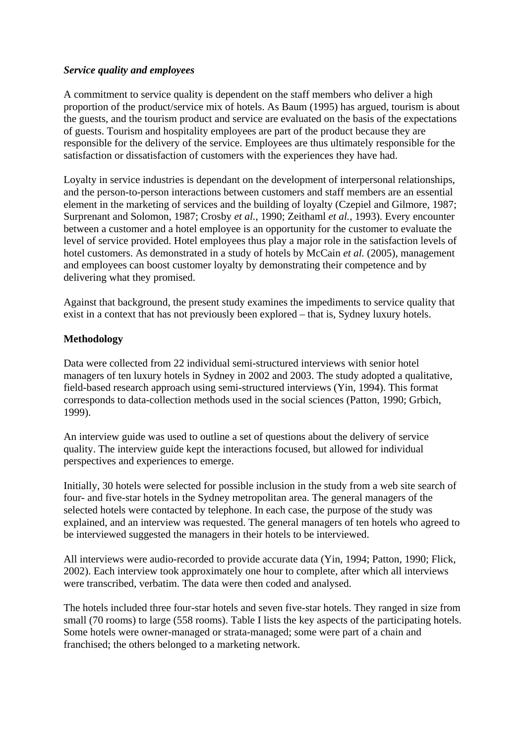### *Service quality and employees*

A commitment to service quality is dependent on the staff members who deliver a high proportion of the product/service mix of hotels. As Baum (1995) has argued, tourism is about the guests, and the tourism product and service are evaluated on the basis of the expectations of guests. Tourism and hospitality employees are part of the product because they are responsible for the delivery of the service. Employees are thus ultimately responsible for the satisfaction or dissatisfaction of customers with the experiences they have had.

Loyalty in service industries is dependant on the development of interpersonal relationships, and the person-to-person interactions between customers and staff members are an essential element in the marketing of services and the building of loyalty (Czepiel and Gilmore, 1987; Surprenant and Solomon, 1987; Crosby *et al.*, 1990; Zeithaml *et al.*, 1993). Every encounter between a customer and a hotel employee is an opportunity for the customer to evaluate the level of service provided. Hotel employees thus play a major role in the satisfaction levels of hotel customers. As demonstrated in a study of hotels by McCain *et al.* (2005), management and employees can boost customer loyalty by demonstrating their competence and by delivering what they promised.

Against that background, the present study examines the impediments to service quality that exist in a context that has not previously been explored – that is, Sydney luxury hotels.

## Methodology

Data were collected from 22 individual semi-structured interviews with senior hotel managers of ten luxury hotels in Sydney in 2002 and 2003. The study adopted a qualitative, field-based research approach using semi-structured interviews (Yin, 1994). This format corresponds to data-collection methods used in the social sciences (Patton, 1990; Grbich, 1999).

An interview guide was used to outline a set of questions about the delivery of service quality. The interview guide kept the interactions focused, but allowed for individual perspectives and experiences to emerge.

Initially, 30 hotels were selected for possible inclusion in the study from a web site search of four- and five-star hotels in the Sydney metropolitan area. The general managers of the selected hotels were contacted by telephone. In each case, the purpose of the study was explained, and an interview was requested. The general managers of ten hotels who agreed to be interviewed suggested the managers in their hotels to be interviewed.

All interviews were audio-recorded to provide accurate data (Yin, 1994; Patton, 1990; Flick, 2002). Each interview took approximately one hour to complete, after which all interviews were transcribed, verbatim. The data were then coded and analysed.

The hotels included three four-star hotels and seven five-star hotels. They ranged in size from small (70 rooms) to large (558 rooms). Table I lists the key aspects of the participating hotels. Some hotels were owner-managed or strata-managed; some were part of a chain and franchised; the others belonged to a marketing network.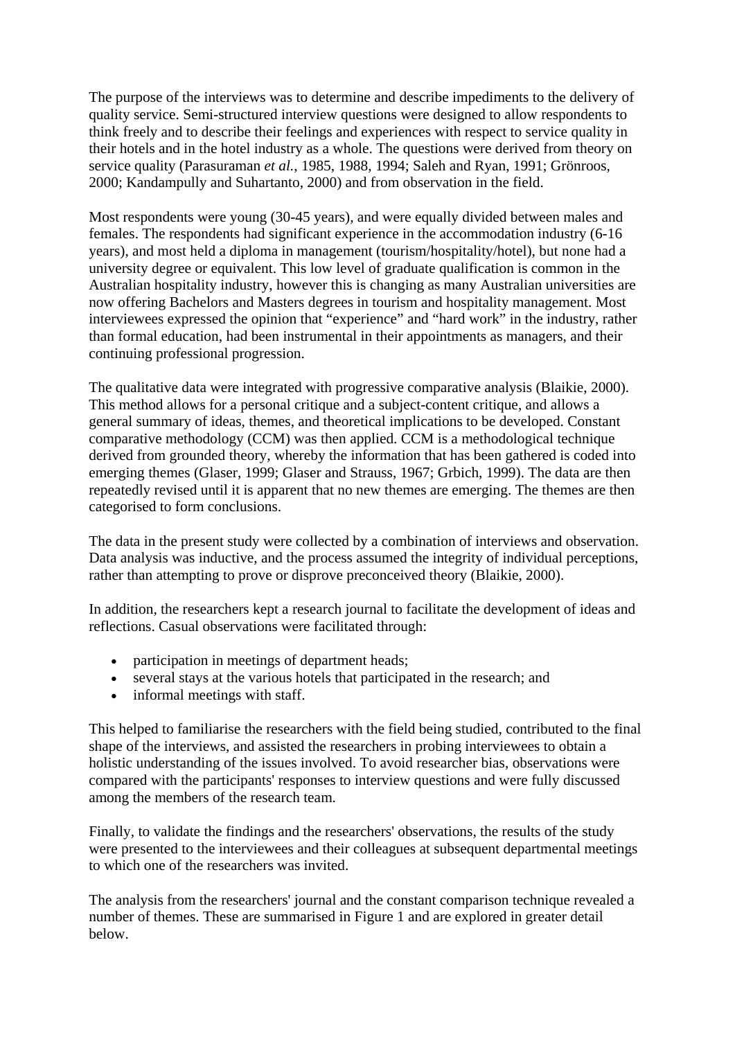The purpose of the interviews was to determine and describe impediments to the delivery of quality service. Semi-structured interview questions were designed to allow respondents to think freely and to describe their feelings and experiences with respect to service quality in their hotels and in the hotel industry as a whole. The questions were derived from theory on service quality (Parasuraman *et al.*, 1985, 1988, 1994; Saleh and Ryan, 1991; Grönroos, 2000; Kandampully and Suhartanto, 2000) and from observation in the field.

Most respondents were young (30-45 years), and were equally divided between males and females. The respondents had significant experience in the accommodation industry (6-16 years), and most held a diploma in management (tourism/hospitality/hotel), but none had a university degree or equivalent. This low level of graduate qualification is common in the Australian hospitality industry, however this is changing as many Australian universities are now offering Bachelors and Masters degrees in tourism and hospitality management. Most interviewees expressed the opinion that "experience" and "hard work" in the industry, rather than formal education, had been instrumental in their appointments as managers, and their continuing professional progression.

The qualitative data were integrated with progressive comparative analysis (Blaikie, 2000). This method allows for a personal critique and a subject-content critique, and allows a general summary of ideas, themes, and theoretical implications to be developed. Constant comparative methodology (CCM) was then applied. CCM is a methodological technique derived from grounded theory, whereby the information that has been gathered is coded into emerging themes (Glaser, 1999; Glaser and Strauss, 1967; Grbich, 1999). The data are then repeatedly revised until it is apparent that no new themes are emerging. The themes are then categorised to form conclusions.

The data in the present study were collected by a combination of interviews and observation. Data analysis was inductive, and the process assumed the integrity of individual perceptions, rather than attempting to prove or disprove preconceived theory (Blaikie, 2000).

In addition, the researchers kept a research journal to facilitate the development of ideas and reflections. Casual observations were facilitated through:

- participation in meetings of department heads;
- several stays at the various hotels that participated in the research; and
- informal meetings with staff.

This helped to familiarise the researchers with the field being studied, contributed to the final shape of the interviews, and assisted the researchers in probing interviewees to obtain a holistic understanding of the issues involved. To avoid researcher bias, observations were compared with the participants' responses to interview questions and were fully discussed among the members of the research team.

Finally, to validate the findings and the researchers' observations, the results of the study were presented to the interviewees and their colleagues at subsequent departmental meetings to which one of the researchers was invited.

The analysis from the researchers' journal and the constant comparison technique revealed a number of themes. These are summarised in Figure 1 and are explored in greater detail below.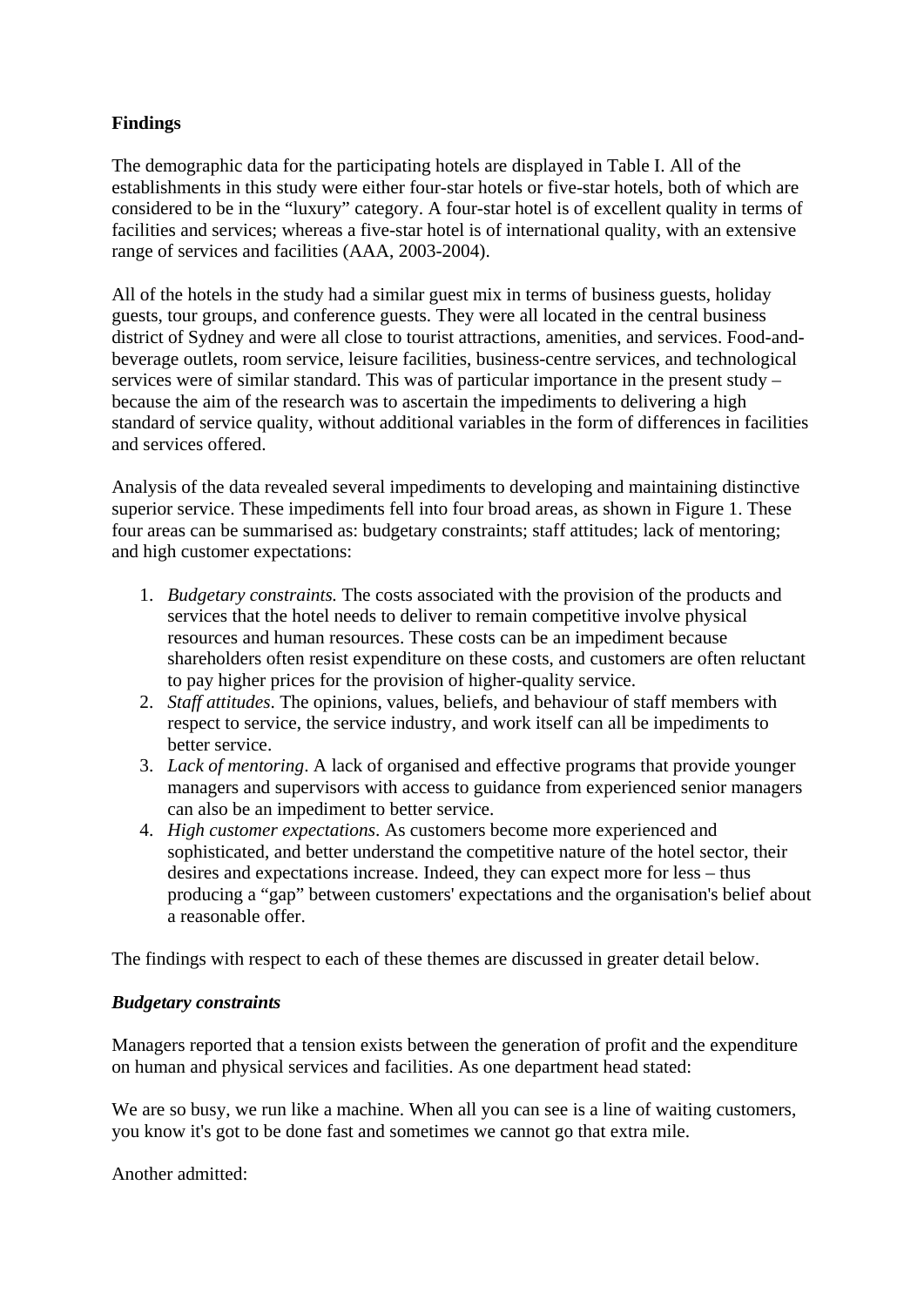**Findings**

The demographic data for the participating hotels are displayed in Table I. All of the establishments in this study were either four-star hotels or five-star hotels, both of which are considered to be in the "luxury" category. A four-star hotel is of excellent quality in terms of facilities and services; whereas a five-star hotel is of international quality, with an extensive range of services and facilities (AAA, 2003-2004).

All of the hotels in the study had a similar guest mix in terms of business guests, holiday guests, tour groups, and conference guests. They were all located in the central business district of Sydney and were all close to tourist attractions, amenities, and services. Food-and-beverage outlets, room service, leisure facilities, business-centre services, and technological services were of similar standard. This was of particular importance in the present study – because the aim of the research was to ascertain the impediments to delivering a high standard of service quality, without additional variables in the form of differences in facilities and services offered.

Analysis of the data revealed several impediments to developing and maintaining distinctive superior service. These impediments fell into four broad areas, as shown in Figure 1. These four areas can be summarised as: budgetary constraints; staff attitudes; lack of mentoring; and high customer expectations:

1. *Budgetary constraints.* The costs associated with the provision of the products and services that the hotel needs to deliver to remain competitive involve physical resources and human resources. These costs can be an impediment because shareholders often resist expenditure on these costs, and customers are often reluctant to pay higher prices for the provision of higher-quality service.
2. *Staff attitudes*. The opinions, values, beliefs, and behaviour of staff members with respect to service, the service industry, and work itself can all be impediments to better service.
3. *Lack of mentoring*. A lack of organised and effective programs that provide younger managers and supervisors with access to guidance from experienced senior managers can also be an impediment to better service.
4. *High customer expectations*. As customers become more experienced and sophisticated, and better understand the competitive nature of the hotel sector, their desires and expectations increase. Indeed, they can expect more for less – thus producing a "gap" between customers' expectations and the organisation's belief about a reasonable offer.

The findings with respect to each of these themes are discussed in greater detail below.

***Budgetary constraints***

Managers reported that a tension exists between the generation of profit and the expenditure on human and physical services and facilities. As one department head stated:

We are so busy, we run like a machine. When all you can see is a line of waiting customers, you know it's got to be done fast and sometimes we cannot go that extra mile.

Another admitted: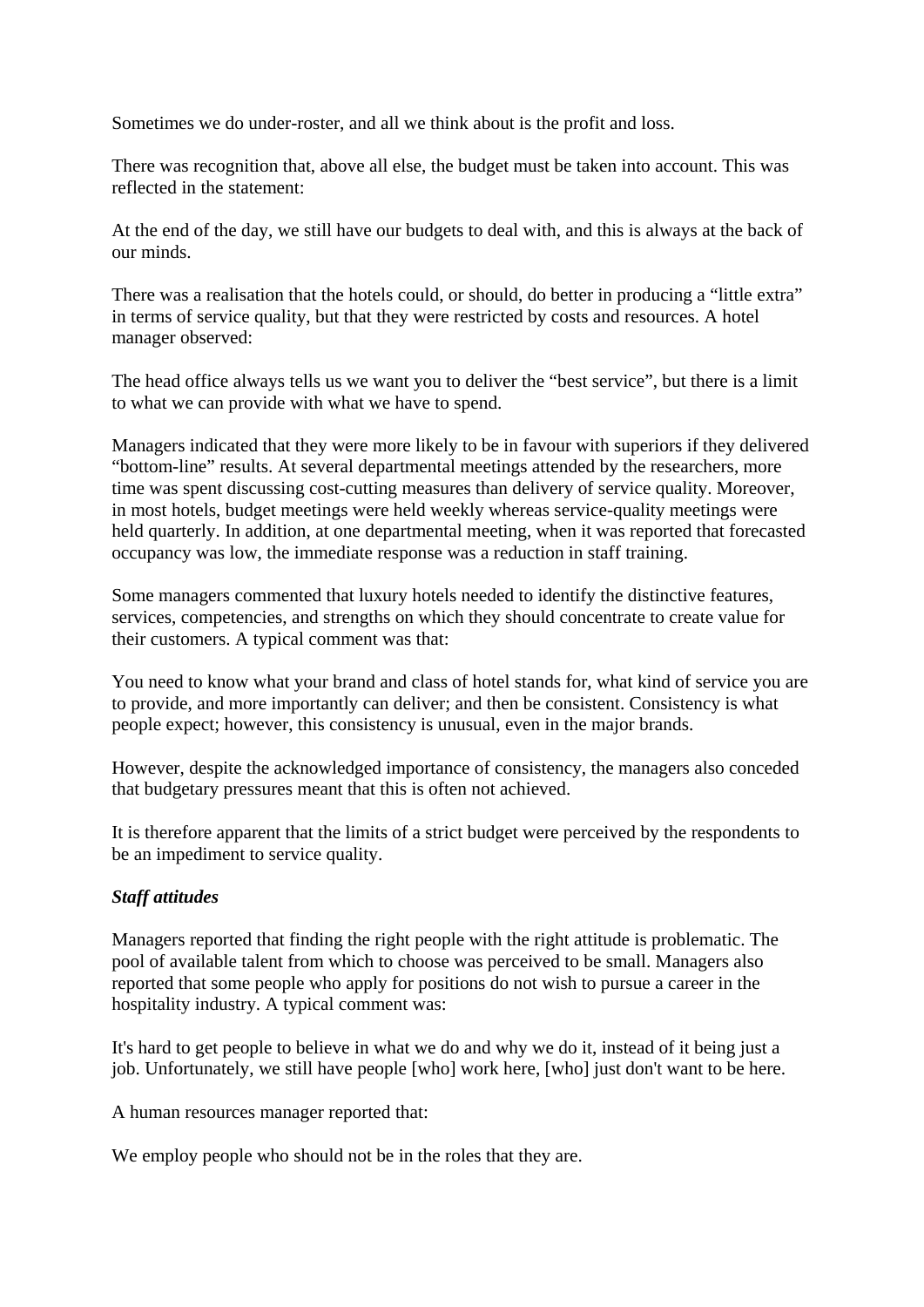Sometimes we do under-roster, and all we think about is the profit and loss.

There was recognition that, above all else, the budget must be taken into account. This was reflected in the statement:

At the end of the day, we still have our budgets to deal with, and this is always at the back of our minds.

There was a realisation that the hotels could, or should, do better in producing a "little extra" in terms of service quality, but that they were restricted by costs and resources. A hotel manager observed:

The head office always tells us we want you to deliver the "best service", but there is a limit to what we can provide with what we have to spend.

Managers indicated that they were more likely to be in favour with superiors if they delivered "bottom-line" results. At several departmental meetings attended by the researchers, more time was spent discussing cost-cutting measures than delivery of service quality. Moreover, in most hotels, budget meetings were held weekly whereas service-quality meetings were held quarterly. In addition, at one departmental meeting, when it was reported that forecasted occupancy was low, the immediate response was a reduction in staff training.

Some managers commented that luxury hotels needed to identify the distinctive features, services, competencies, and strengths on which they should concentrate to create value for their customers. A typical comment was that:

You need to know what your brand and class of hotel stands for, what kind of service you are to provide, and more importantly can deliver; and then be consistent. Consistency is what people expect; however, this consistency is unusual, even in the major brands.

However, despite the acknowledged importance of consistency, the managers also conceded that budgetary pressures meant that this is often not achieved.

It is therefore apparent that the limits of a strict budget were perceived by the respondents to be an impediment to service quality.

***Staff attitudes***

Managers reported that finding the right people with the right attitude is problematic. The pool of available talent from which to choose was perceived to be small. Managers also reported that some people who apply for positions do not wish to pursue a career in the hospitality industry. A typical comment was:

It's hard to get people to believe in what we do and why we do it, instead of it being just a job. Unfortunately, we still have people [who] work here, [who] just don't want to be here.

A human resources manager reported that:

We employ people who should not be in the roles that they are.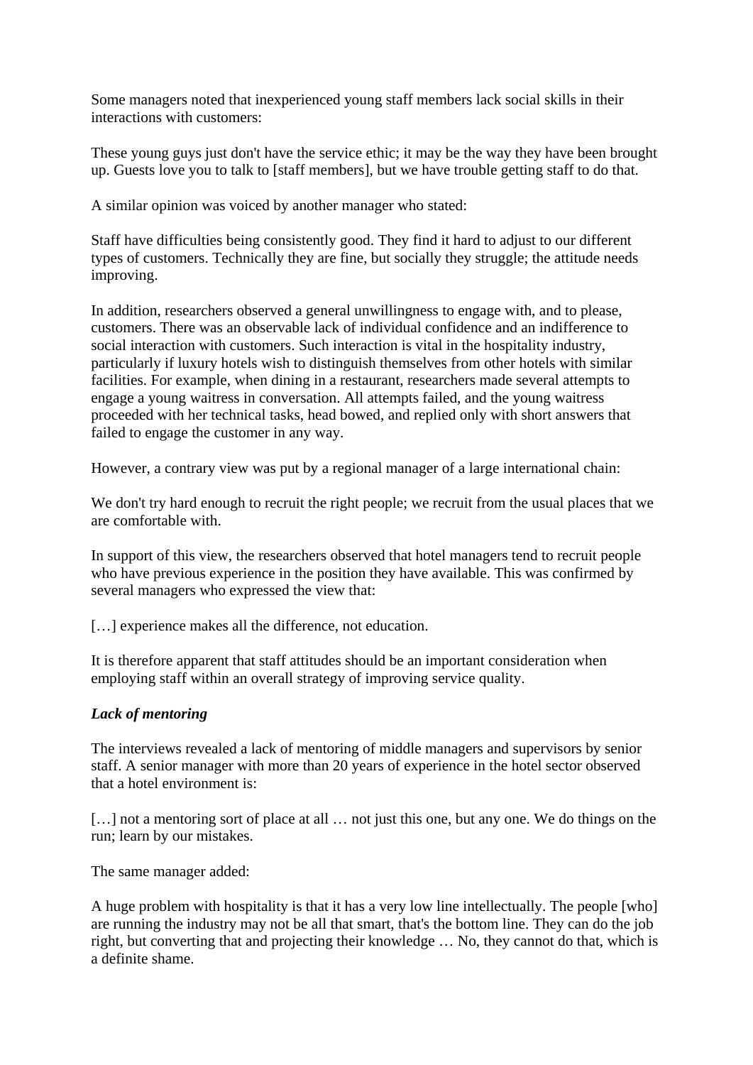Some managers noted that inexperienced young staff members lack social skills in their interactions with customers:

These young guys just don't have the service ethic; it may be the way they have been brought up. Guests love you to talk to [staff members], but we have trouble getting staff to do that.

A similar opinion was voiced by another manager who stated:

Staff have difficulties being consistently good. They find it hard to adjust to our different types of customers. Technically they are fine, but socially they struggle; the attitude needs improving.

In addition, researchers observed a general unwillingness to engage with, and to please, customers. There was an observable lack of individual confidence and an indifference to social interaction with customers. Such interaction is vital in the hospitality industry, particularly if luxury hotels wish to distinguish themselves from other hotels with similar facilities. For example, when dining in a restaurant, researchers made several attempts to engage a young waitress in conversation. All attempts failed, and the young waitress proceeded with her technical tasks, head bowed, and replied only with short answers that failed to engage the customer in any way.

However, a contrary view was put by a regional manager of a large international chain:

We don't try hard enough to recruit the right people; we recruit from the usual places that we are comfortable with.

In support of this view, the researchers observed that hotel managers tend to recruit people who have previous experience in the position they have available. This was confirmed by several managers who expressed the view that:

[…] experience makes all the difference, not education.

It is therefore apparent that staff attitudes should be an important consideration when employing staff within an overall strategy of improving service quality.

***Lack of mentoring***

The interviews revealed a lack of mentoring of middle managers and supervisors by senior staff. A senior manager with more than 20 years of experience in the hotel sector observed that a hotel environment is:

[…] not a mentoring sort of place at all … not just this one, but any one. We do things on the run; learn by our mistakes.

The same manager added:

A huge problem with hospitality is that it has a very low line intellectually. The people [who] are running the industry may not be all that smart, that's the bottom line. They can do the job right, but converting that and projecting their knowledge … No, they cannot do that, which is a definite shame.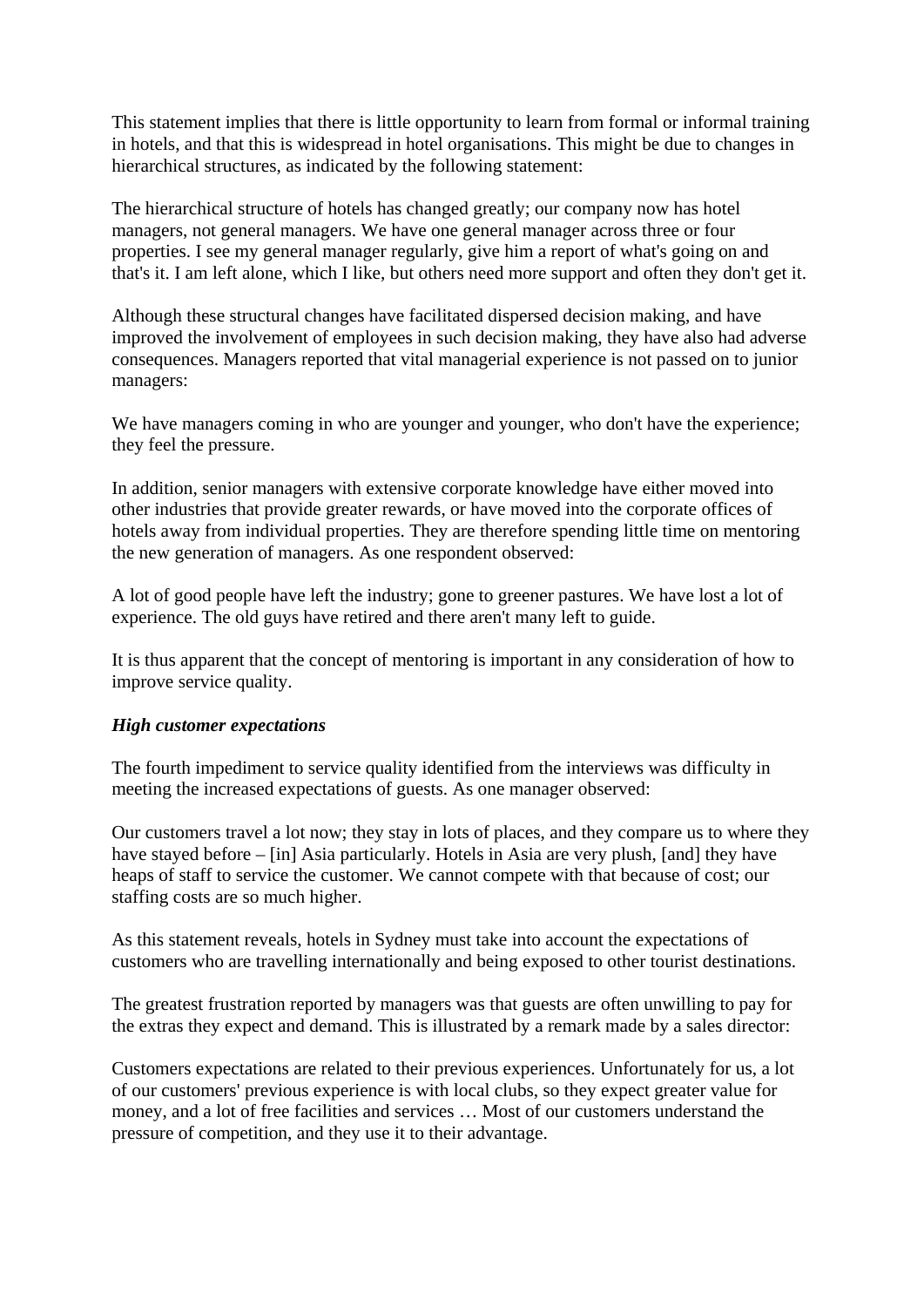This statement implies that there is little opportunity to learn from formal or informal training in hotels, and that this is widespread in hotel organisations. This might be due to changes in hierarchical structures, as indicated by the following statement:

The hierarchical structure of hotels has changed greatly; our company now has hotel managers, not general managers. We have one general manager across three or four properties. I see my general manager regularly, give him a report of what's going on and that's it. I am left alone, which I like, but others need more support and often they don't get it.

Although these structural changes have facilitated dispersed decision making, and have improved the involvement of employees in such decision making, they have also had adverse consequences. Managers reported that vital managerial experience is not passed on to junior managers:

We have managers coming in who are younger and younger, who don't have the experience; they feel the pressure.

In addition, senior managers with extensive corporate knowledge have either moved into other industries that provide greater rewards, or have moved into the corporate offices of hotels away from individual properties. They are therefore spending little time on mentoring the new generation of managers. As one respondent observed:

A lot of good people have left the industry; gone to greener pastures. We have lost a lot of experience. The old guys have retired and there aren't many left to guide.

It is thus apparent that the concept of mentoring is important in any consideration of how to improve service quality.

### *High customer expectations*

The fourth impediment to service quality identified from the interviews was difficulty in meeting the increased expectations of guests. As one manager observed:

Our customers travel a lot now; they stay in lots of places, and they compare us to where they have stayed before – [in] Asia particularly. Hotels in Asia are very plush, [and] they have heaps of staff to service the customer. We cannot compete with that because of cost; our staffing costs are so much higher.

As this statement reveals, hotels in Sydney must take into account the expectations of customers who are travelling internationally and being exposed to other tourist destinations.

The greatest frustration reported by managers was that guests are often unwilling to pay for the extras they expect and demand. This is illustrated by a remark made by a sales director:

Customers expectations are related to their previous experiences. Unfortunately for us, a lot of our customers' previous experience is with local clubs, so they expect greater value for money, and a lot of free facilities and services … Most of our customers understand the pressure of competition, and they use it to their advantage.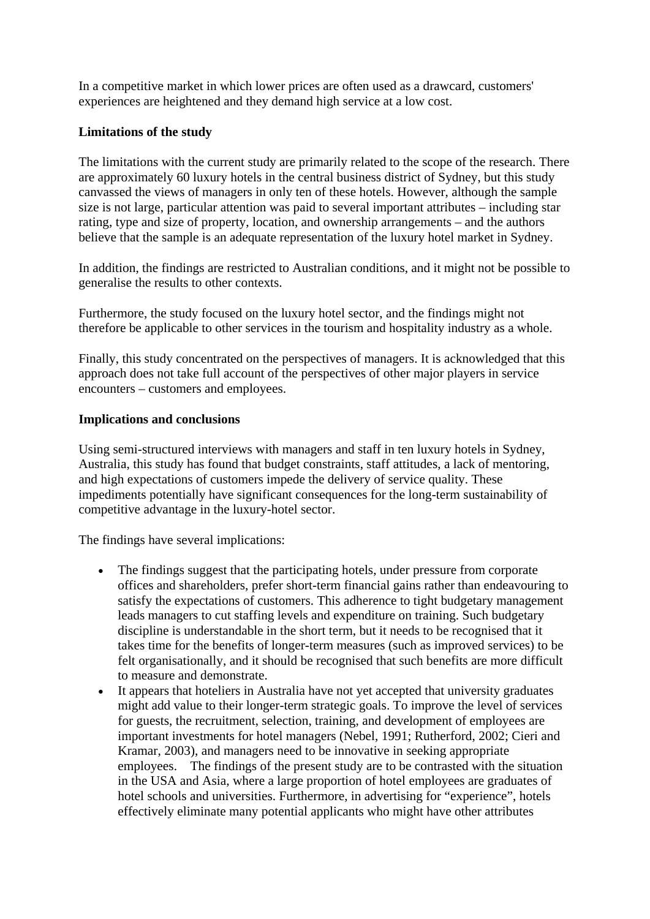In a competitive market in which lower prices are often used as a drawcard, customers' experiences are heightened and they demand high service at a low cost.

**Limitations of the study**

The limitations with the current study are primarily related to the scope of the research. There are approximately 60 luxury hotels in the central business district of Sydney, but this study canvassed the views of managers in only ten of these hotels. However, although the sample size is not large, particular attention was paid to several important attributes – including star rating, type and size of property, location, and ownership arrangements – and the authors believe that the sample is an adequate representation of the luxury hotel market in Sydney.

In addition, the findings are restricted to Australian conditions, and it might not be possible to generalise the results to other contexts.

Furthermore, the study focused on the luxury hotel sector, and the findings might not therefore be applicable to other services in the tourism and hospitality industry as a whole.

Finally, this study concentrated on the perspectives of managers. It is acknowledged that this approach does not take full account of the perspectives of other major players in service encounters – customers and employees.

**Implications and conclusions**

Using semi-structured interviews with managers and staff in ten luxury hotels in Sydney, Australia, this study has found that budget constraints, staff attitudes, a lack of mentoring, and high expectations of customers impede the delivery of service quality. These impediments potentially have significant consequences for the long-term sustainability of competitive advantage in the luxury-hotel sector.

The findings have several implications:

- The findings suggest that the participating hotels, under pressure from corporate offices and shareholders, prefer short-term financial gains rather than endeavouring to satisfy the expectations of customers. This adherence to tight budgetary management leads managers to cut staffing levels and expenditure on training. Such budgetary discipline is understandable in the short term, but it needs to be recognised that it takes time for the benefits of longer-term measures (such as improved services) to be felt organisationally, and it should be recognised that such benefits are more difficult to measure and demonstrate.
- It appears that hoteliers in Australia have not yet accepted that university graduates might add value to their longer-term strategic goals. To improve the level of services for guests, the recruitment, selection, training, and development of employees are important investments for hotel managers (Nebel, 1991; Rutherford, 2002; Cieri and Kramar, 2003), and managers need to be innovative in seeking appropriate employees. The findings of the present study are to be contrasted with the situation in the USA and Asia, where a large proportion of hotel employees are graduates of hotel schools and universities. Furthermore, in advertising for "experience", hotels effectively eliminate many potential applicants who might have other attributes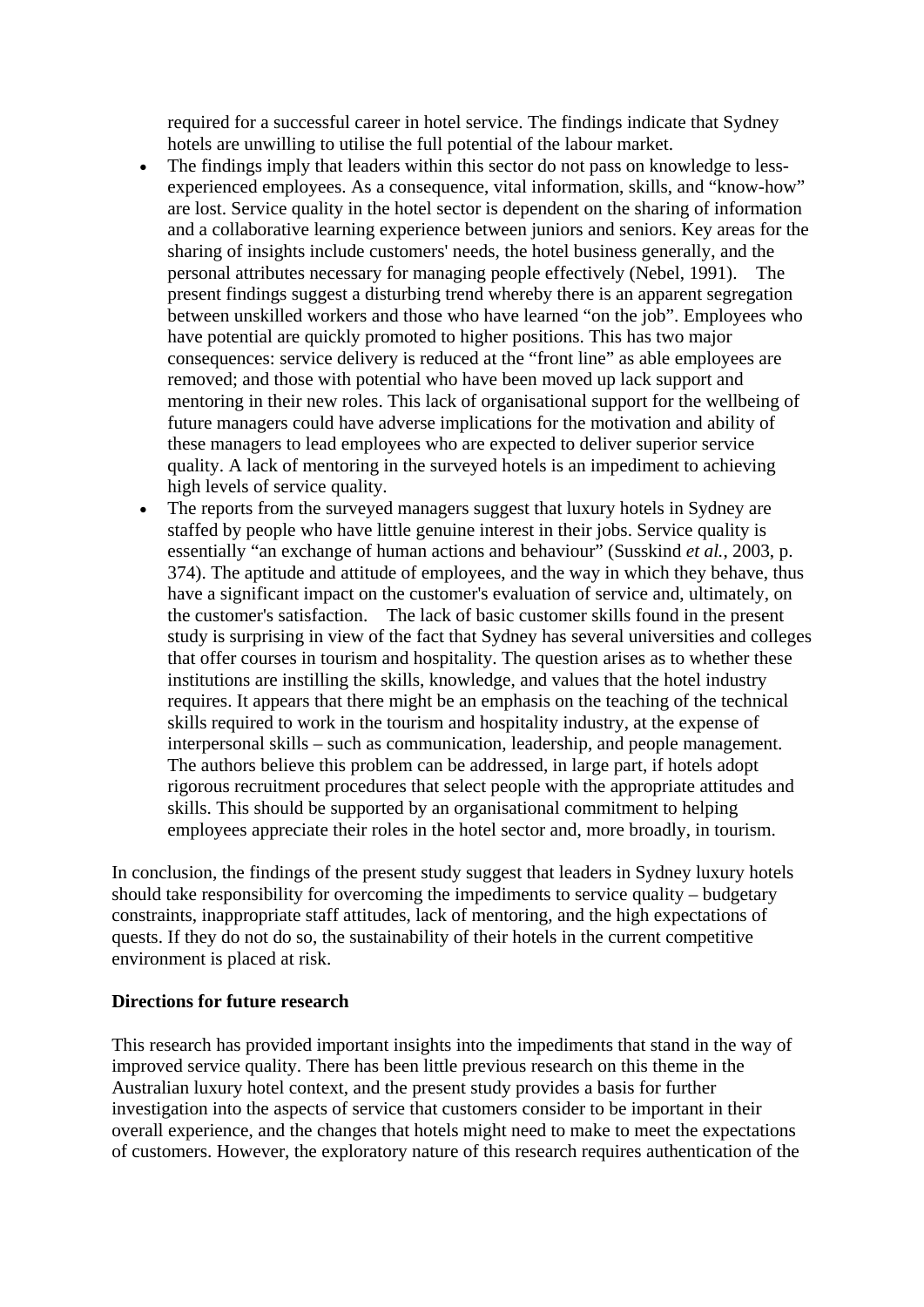required for a successful career in hotel service. The findings indicate that Sydney hotels are unwilling to utilise the full potential of the labour market.

- The findings imply that leaders within this sector do not pass on knowledge to less-experienced employees. As a consequence, vital information, skills, and "know-how" are lost. Service quality in the hotel sector is dependent on the sharing of information and a collaborative learning experience between juniors and seniors. Key areas for the sharing of insights include customers' needs, the hotel business generally, and the personal attributes necessary for managing people effectively (Nebel, 1991). The present findings suggest a disturbing trend whereby there is an apparent segregation between unskilled workers and those who have learned "on the job". Employees who have potential are quickly promoted to higher positions. This has two major consequences: service delivery is reduced at the "front line" as able employees are removed; and those with potential who have been moved up lack support and mentoring in their new roles. This lack of organisational support for the wellbeing of future managers could have adverse implications for the motivation and ability of these managers to lead employees who are expected to deliver superior service quality. A lack of mentoring in the surveyed hotels is an impediment to achieving high levels of service quality.
- The reports from the surveyed managers suggest that luxury hotels in Sydney are staffed by people who have little genuine interest in their jobs. Service quality is essentially "an exchange of human actions and behaviour" (Susskind *et al.*, 2003, p. 374). The aptitude and attitude of employees, and the way in which they behave, thus have a significant impact on the customer's evaluation of service and, ultimately, on the customer's satisfaction. The lack of basic customer skills found in the present study is surprising in view of the fact that Sydney has several universities and colleges that offer courses in tourism and hospitality. The question arises as to whether these institutions are instilling the skills, knowledge, and values that the hotel industry requires. It appears that there might be an emphasis on the teaching of the technical skills required to work in the tourism and hospitality industry, at the expense of interpersonal skills – such as communication, leadership, and people management. The authors believe this problem can be addressed, in large part, if hotels adopt rigorous recruitment procedures that select people with the appropriate attitudes and skills. This should be supported by an organisational commitment to helping employees appreciate their roles in the hotel sector and, more broadly, in tourism.

In conclusion, the findings of the present study suggest that leaders in Sydney luxury hotels should take responsibility for overcoming the impediments to service quality – budgetary constraints, inappropriate staff attitudes, lack of mentoring, and the high expectations of quests. If they do not do so, the sustainability of their hotels in the current competitive environment is placed at risk.

**Directions for future research**

This research has provided important insights into the impediments that stand in the way of improved service quality. There has been little previous research on this theme in the Australian luxury hotel context, and the present study provides a basis for further investigation into the aspects of service that customers consider to be important in their overall experience, and the changes that hotels might need to make to meet the expectations of customers. However, the exploratory nature of this research requires authentication of the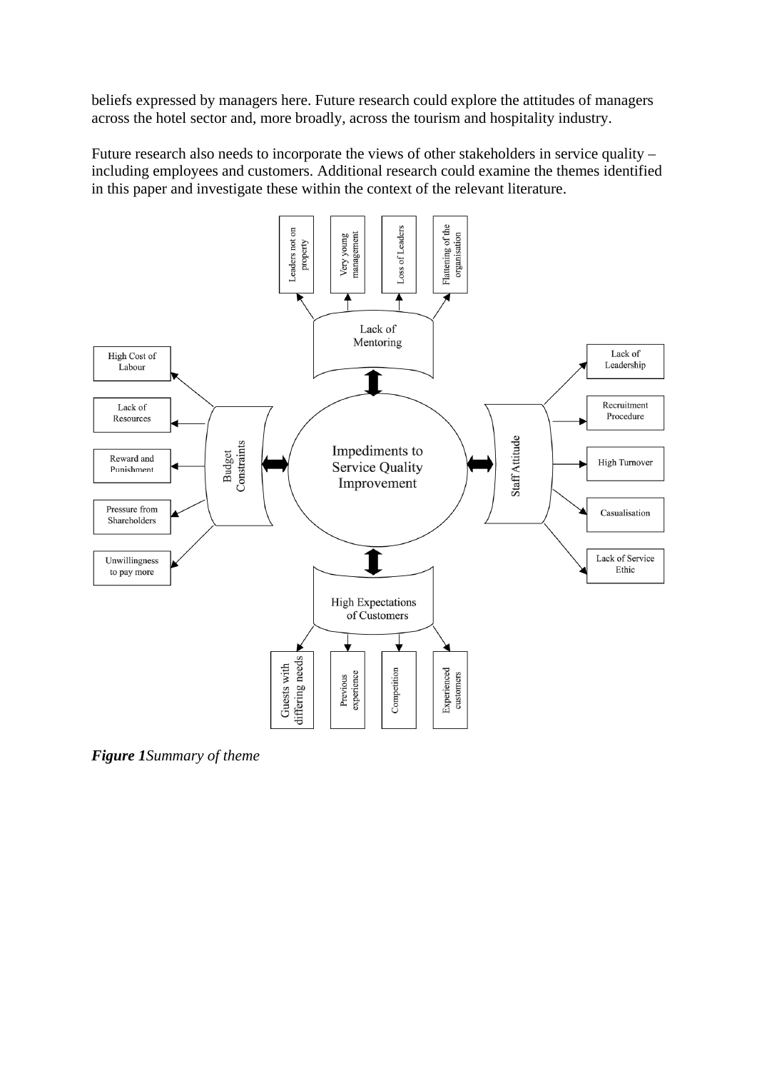beliefs expressed by managers here. Future research could explore the attitudes of managers across the hotel sector and, more broadly, across the tourism and hospitality industry.

Future research also needs to incorporate the views of other stakeholders in service quality – including employees and customers. Additional research could examine the themes identified in this paper and investigate these within the context of the relevant literature.

***Figure 1****Summary of theme*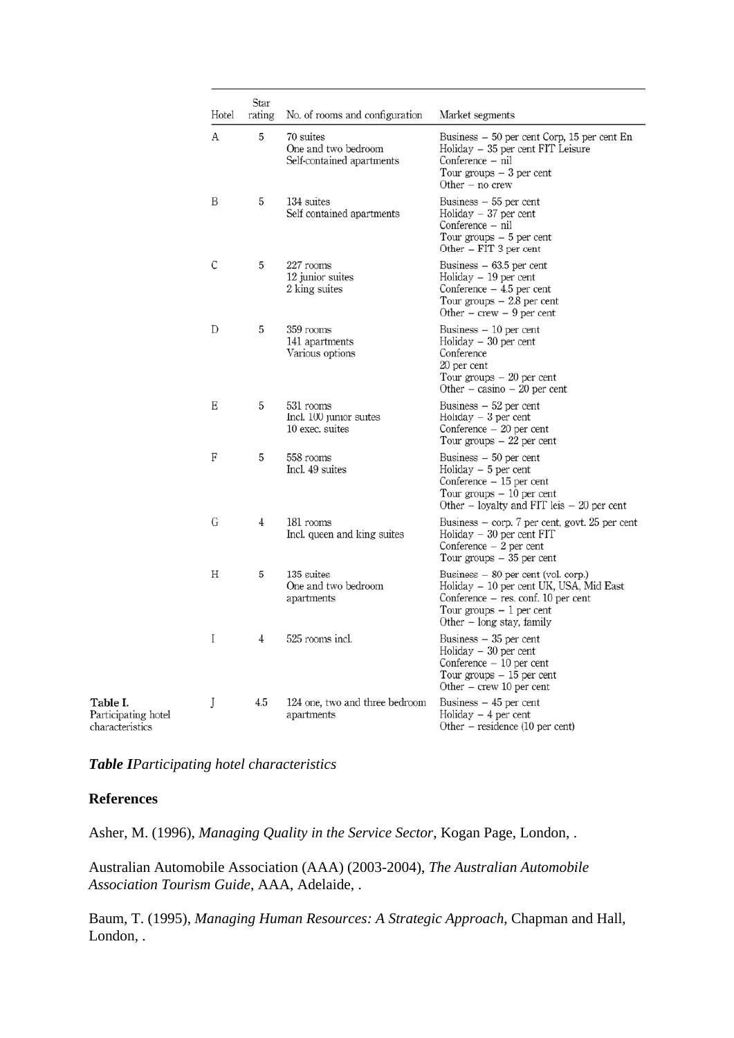| Hotel | Star rating | No. of rooms and configuration | Market segments |
|---|---|---|---|
| A | 5 | 70 suites<br>One and two bedroom<br>Self-contained apartments | Business – 50 per cent Corp, 15 per cent En<br>Holiday – 35 per cent FIT Leisure<br>Conference – nil<br>Tour groups – 3 per cent<br>Other – no crew |
| B | 5 | 134 suites<br>Self contained apartments | Business – 55 per cent<br>Holiday – 37 per cent<br>Conference – nil<br>Tour groups – 5 per cent<br>Other – FIT 3 per cent |
| C | 5 | 227 rooms<br>12 junior suites<br>2 king suites | Business – 63.5 per cent<br>Holiday – 19 per cent<br>Conference – 4.5 per cent<br>Tour groups – 2.8 per cent<br>Other – crew – 9 per cent |
| D | 5 | 359 rooms<br>141 apartments<br>Various options | Business – 10 per cent<br>Holiday – 30 per cent<br>Conference<br>20 per cent<br>Tour groups – 20 per cent<br>Other – casino – 20 per cent |
| E | 5 | 531 rooms<br>Incl. 100 junior suites<br>10 exec. suites | Business – 52 per cent<br>Holiday – 3 per cent<br>Conference – 20 per cent<br>Tour groups – 22 per cent |
| F | 5 | 558 rooms<br>Incl. 49 suites | Business – 50 per cent<br>Holiday – 5 per cent<br>Conference – 15 per cent<br>Tour groups – 10 per cent<br>Other – loyalty and FIT leis – 20 per cent |
| G | 4 | 181 rooms<br>Incl. queen and king suites | Business – corp. 7 per cent, govt. 25 per cent<br>Holiday – 30 per cent FIT<br>Conference – 2 per cent<br>Tour groups – 35 per cent |
| H | 5 | 135 suites<br>One and two bedroom<br>apartments | Business – 80 per cent (vol. corp.)<br>Holiday – 10 per cent UK, USA, Mid East<br>Conference – res. conf. 10 per cent<br>Tour groups – 1 per cent<br>Other – long stay, family |
| I | 4 | 525 rooms incl. | Business – 35 per cent<br>Holiday – 30 per cent<br>Conference – 10 per cent<br>Tour groups – 15 per cent<br>Other – crew 10 per cent |
| J | 4.5 | 124 one, two and three bedroom apartments | Business – 45 per cent<br>Holiday – 4 per cent<br>Other – residence (10 per cent) |

Table I. Participating hotel characteristics

***Table I****Participating hotel characteristics*

## References

Asher, M. (1996), *Managing Quality in the Service Sector*, Kogan Page, London, .

Australian Automobile Association (AAA) (2003-2004), *The Australian Automobile Association Tourism Guide*, AAA, Adelaide, .

Baum, T. (1995), *Managing Human Resources: A Strategic Approach*, Chapman and Hall, London, .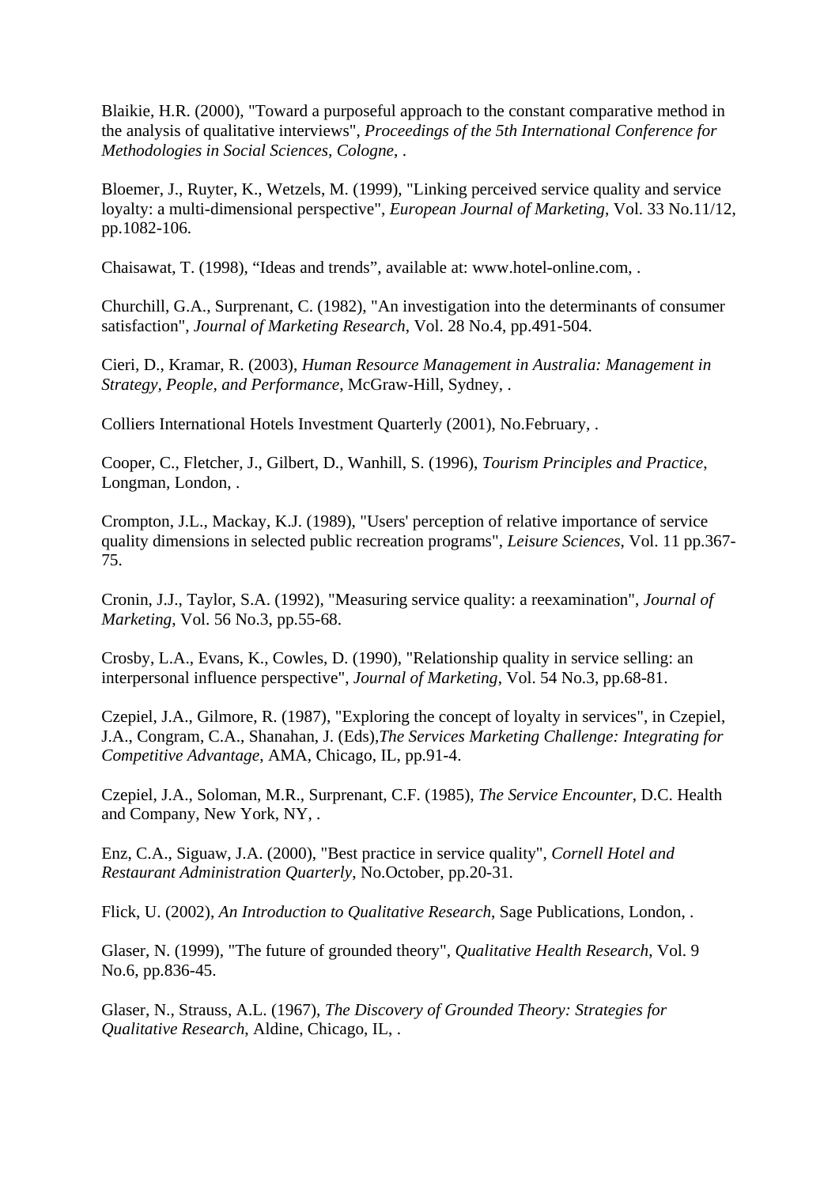Blaikie, H.R. (2000), "Toward a purposeful approach to the constant comparative method in the analysis of qualitative interviews", *Proceedings of the 5th International Conference for Methodologies in Social Sciences, Cologne*, .

Bloemer, J., Ruyter, K., Wetzels, M. (1999), "Linking perceived service quality and service loyalty: a multi-dimensional perspective", *European Journal of Marketing*, Vol. 33 No.11/12, pp.1082-106.

Chaisawat, T. (1998), “Ideas and trends”, available at: www.hotel-online.com, .

Churchill, G.A., Surprenant, C. (1982), "An investigation into the determinants of consumer satisfaction", *Journal of Marketing Research*, Vol. 28 No.4, pp.491-504.

Cieri, D., Kramar, R. (2003), *Human Resource Management in Australia: Management in Strategy, People, and Performance*, McGraw-Hill, Sydney, .

Colliers International Hotels Investment Quarterly (2001), No.February, .

Cooper, C., Fletcher, J., Gilbert, D., Wanhill, S. (1996), *Tourism Principles and Practice*, Longman, London, .

Crompton, J.L., Mackay, K.J. (1989), "Users' perception of relative importance of service quality dimensions in selected public recreation programs", *Leisure Sciences*, Vol. 11 pp.367-75.

Cronin, J.J., Taylor, S.A. (1992), "Measuring service quality: a reexamination", *Journal of Marketing*, Vol. 56 No.3, pp.55-68.

Crosby, L.A., Evans, K., Cowles, D. (1990), "Relationship quality in service selling: an interpersonal influence perspective", *Journal of Marketing*, Vol. 54 No.3, pp.68-81.

Czepiel, J.A., Gilmore, R. (1987), "Exploring the concept of loyalty in services", in Czepiel, J.A., Congram, C.A., Shanahan, J. (Eds),*The Services Marketing Challenge: Integrating for Competitive Advantage*, AMA, Chicago, IL, pp.91-4.

Czepiel, J.A., Soloman, M.R., Surprenant, C.F. (1985), *The Service Encounter*, D.C. Health and Company, New York, NY, .

Enz, C.A., Siguaw, J.A. (2000), "Best practice in service quality", *Cornell Hotel and Restaurant Administration Quarterly*, No.October, pp.20-31.

Flick, U. (2002), *An Introduction to Qualitative Research*, Sage Publications, London, .

Glaser, N. (1999), "The future of grounded theory", *Qualitative Health Research*, Vol. 9 No.6, pp.836-45.

Glaser, N., Strauss, A.L. (1967), *The Discovery of Grounded Theory: Strategies for Qualitative Research*, Aldine, Chicago, IL, .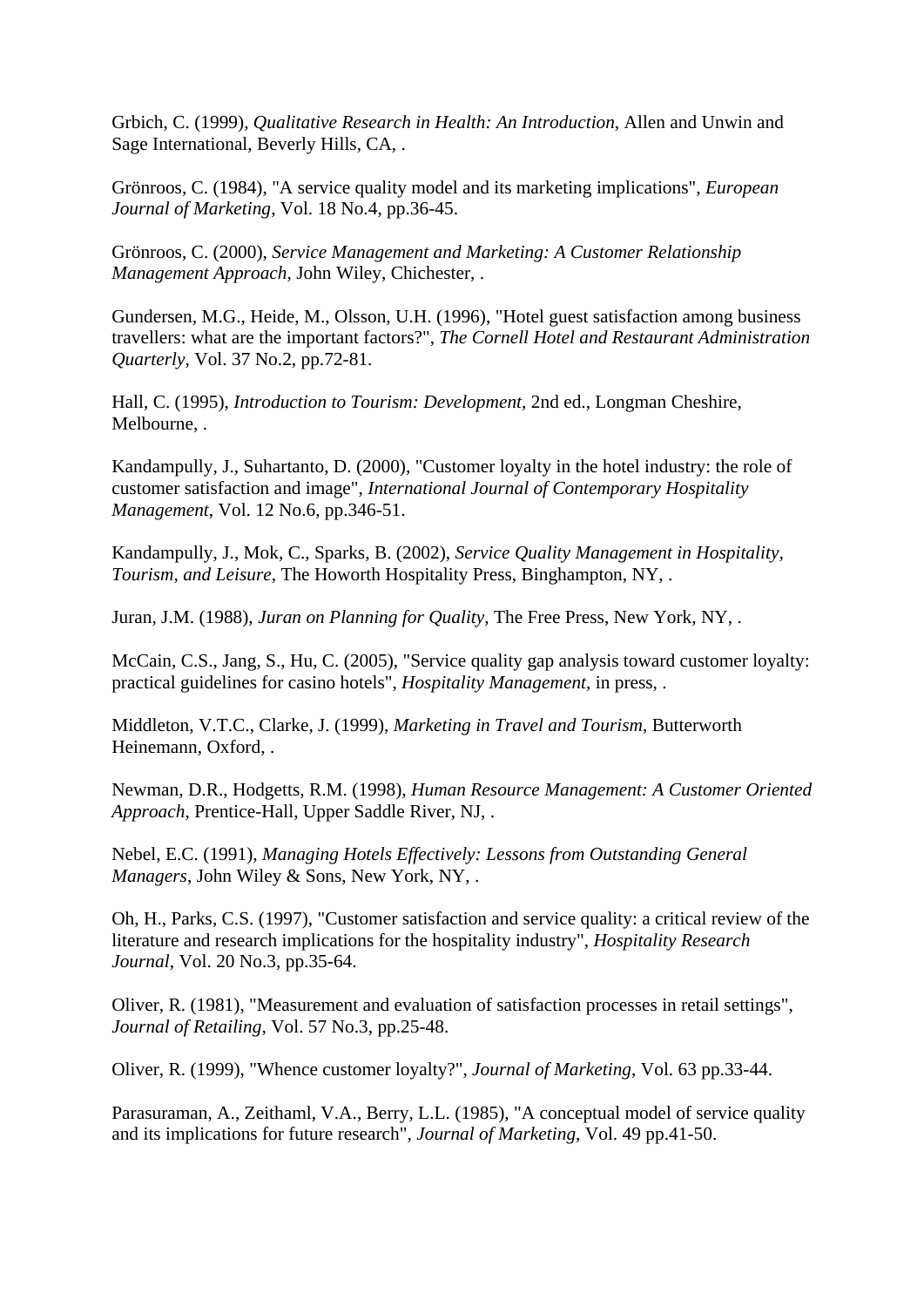Grbich, C. (1999), *Qualitative Research in Health: An Introduction*, Allen and Unwin and Sage International, Beverly Hills, CA, .

Grönroos, C. (1984), "A service quality model and its marketing implications", *European Journal of Marketing*, Vol. 18 No.4, pp.36-45.

Grönroos, C. (2000), *Service Management and Marketing: A Customer Relationship Management Approach*, John Wiley, Chichester, .

Gundersen, M.G., Heide, M., Olsson, U.H. (1996), "Hotel guest satisfaction among business travellers: what are the important factors?", *The Cornell Hotel and Restaurant Administration Quarterly*, Vol. 37 No.2, pp.72-81.

Hall, C. (1995), *Introduction to Tourism: Development*, 2nd ed., Longman Cheshire, Melbourne, .

Kandampully, J., Suhartanto, D. (2000), "Customer loyalty in the hotel industry: the role of customer satisfaction and image", *International Journal of Contemporary Hospitality Management*, Vol. 12 No.6, pp.346-51.

Kandampully, J., Mok, C., Sparks, B. (2002), *Service Quality Management in Hospitality, Tourism, and Leisure*, The Howorth Hospitality Press, Binghampton, NY, .

Juran, J.M. (1988), *Juran on Planning for Quality*, The Free Press, New York, NY, .

McCain, C.S., Jang, S., Hu, C. (2005), "Service quality gap analysis toward customer loyalty: practical guidelines for casino hotels", *Hospitality Management*, in press, .

Middleton, V.T.C., Clarke, J. (1999), *Marketing in Travel and Tourism*, Butterworth Heinemann, Oxford, .

Newman, D.R., Hodgetts, R.M. (1998), *Human Resource Management: A Customer Oriented Approach*, Prentice-Hall, Upper Saddle River, NJ, .

Nebel, E.C. (1991), *Managing Hotels Effectively: Lessons from Outstanding General Managers*, John Wiley & Sons, New York, NY, .

Oh, H., Parks, C.S. (1997), "Customer satisfaction and service quality: a critical review of the literature and research implications for the hospitality industry", *Hospitality Research Journal*, Vol. 20 No.3, pp.35-64.

Oliver, R. (1981), "Measurement and evaluation of satisfaction processes in retail settings", *Journal of Retailing*, Vol. 57 No.3, pp.25-48.

Oliver, R. (1999), "Whence customer loyalty?", *Journal of Marketing*, Vol. 63 pp.33-44.

Parasuraman, A., Zeithaml, V.A., Berry, L.L. (1985), "A conceptual model of service quality and its implications for future research", *Journal of Marketing*, Vol. 49 pp.41-50.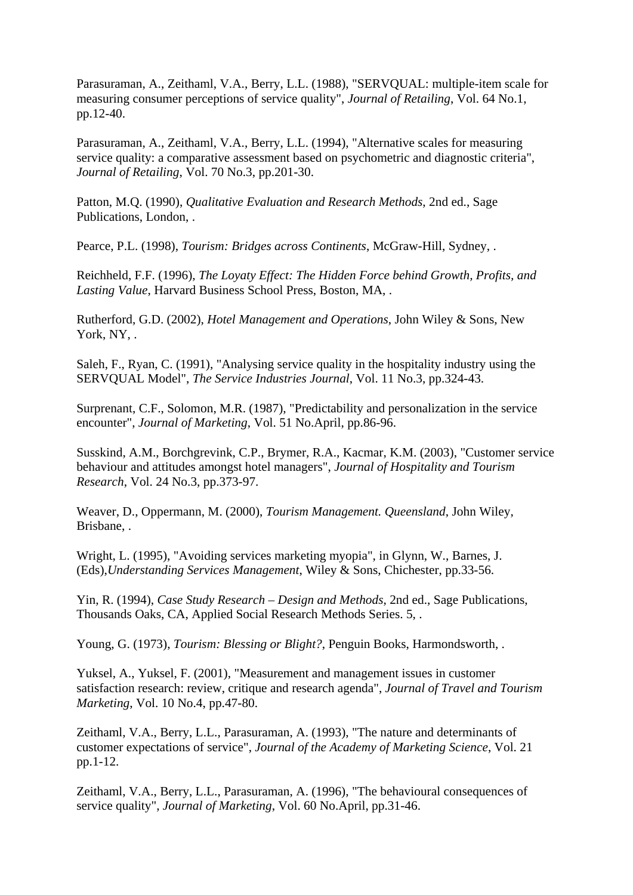Parasuraman, A., Zeithaml, V.A., Berry, L.L. (1988), "SERVQUAL: multiple-item scale for measuring consumer perceptions of service quality", *Journal of Retailing*, Vol. 64 No.1, pp.12-40.

Parasuraman, A., Zeithaml, V.A., Berry, L.L. (1994), "Alternative scales for measuring service quality: a comparative assessment based on psychometric and diagnostic criteria", *Journal of Retailing*, Vol. 70 No.3, pp.201-30.

Patton, M.Q. (1990), *Qualitative Evaluation and Research Methods*, 2nd ed., Sage Publications, London, .

Pearce, P.L. (1998), *Tourism: Bridges across Continents*, McGraw-Hill, Sydney, .

Reichheld, F.F. (1996), *The Loyaty Effect: The Hidden Force behind Growth, Profits, and Lasting Value*, Harvard Business School Press, Boston, MA, .

Rutherford, G.D. (2002), *Hotel Management and Operations*, John Wiley & Sons, New York, NY, .

Saleh, F., Ryan, C. (1991), "Analysing service quality in the hospitality industry using the SERVQUAL Model", *The Service Industries Journal*, Vol. 11 No.3, pp.324-43.

Surprenant, C.F., Solomon, M.R. (1987), "Predictability and personalization in the service encounter", *Journal of Marketing*, Vol. 51 No.April, pp.86-96.

Susskind, A.M., Borchgrevink, C.P., Brymer, R.A., Kacmar, K.M. (2003), "Customer service behaviour and attitudes amongst hotel managers", *Journal of Hospitality and Tourism Research*, Vol. 24 No.3, pp.373-97.

Weaver, D., Oppermann, M. (2000), *Tourism Management. Queensland*, John Wiley, Brisbane, .

Wright, L. (1995), "Avoiding services marketing myopia", in Glynn, W., Barnes, J. (Eds),*Understanding Services Management*, Wiley & Sons, Chichester, pp.33-56.

Yin, R. (1994), *Case Study Research – Design and Methods*, 2nd ed., Sage Publications, Thousands Oaks, CA, Applied Social Research Methods Series. 5, .

Young, G. (1973), *Tourism: Blessing or Blight?*, Penguin Books, Harmondsworth, .

Yuksel, A., Yuksel, F. (2001), "Measurement and management issues in customer satisfaction research: review, critique and research agenda", *Journal of Travel and Tourism Marketing*, Vol. 10 No.4, pp.47-80.

Zeithaml, V.A., Berry, L.L., Parasuraman, A. (1993), "The nature and determinants of customer expectations of service", *Journal of the Academy of Marketing Science*, Vol. 21 pp.1-12.

Zeithaml, V.A., Berry, L.L., Parasuraman, A. (1996), "The behavioural consequences of service quality", *Journal of Marketing*, Vol. 60 No.April, pp.31-46.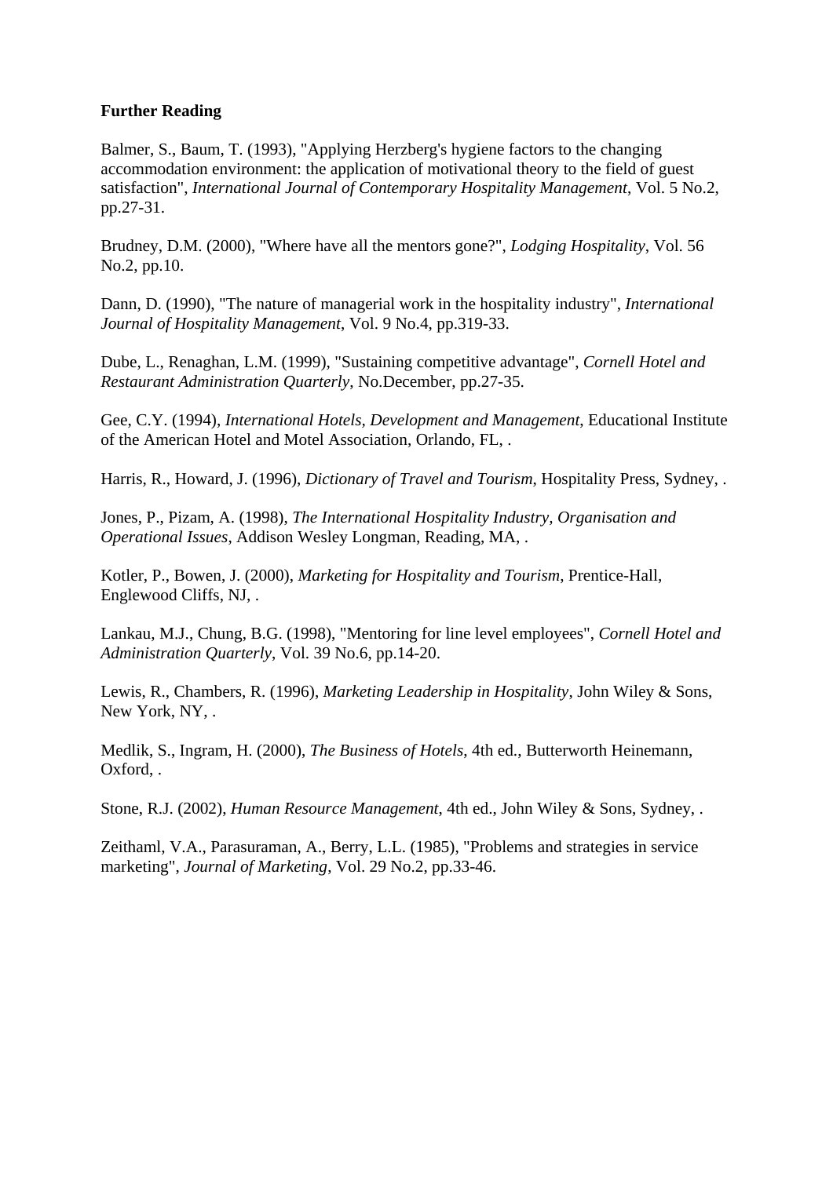**Further Reading**

Balmer, S., Baum, T. (1993), "Applying Herzberg's hygiene factors to the changing accommodation environment: the application of motivational theory to the field of guest satisfaction", *International Journal of Contemporary Hospitality Management*, Vol. 5 No.2, pp.27-31.

Brudney, D.M. (2000), "Where have all the mentors gone?", *Lodging Hospitality*, Vol. 56 No.2, pp.10.

Dann, D. (1990), "The nature of managerial work in the hospitality industry", *International Journal of Hospitality Management*, Vol. 9 No.4, pp.319-33.

Dube, L., Renaghan, L.M. (1999), "Sustaining competitive advantage", *Cornell Hotel and Restaurant Administration Quarterly*, No.December, pp.27-35.

Gee, C.Y. (1994), *International Hotels, Development and Management*, Educational Institute of the American Hotel and Motel Association, Orlando, FL, .

Harris, R., Howard, J. (1996), *Dictionary of Travel and Tourism*, Hospitality Press, Sydney, .

Jones, P., Pizam, A. (1998), *The International Hospitality Industry, Organisation and Operational Issues*, Addison Wesley Longman, Reading, MA, .

Kotler, P., Bowen, J. (2000), *Marketing for Hospitality and Tourism*, Prentice-Hall, Englewood Cliffs, NJ, .

Lankau, M.J., Chung, B.G. (1998), "Mentoring for line level employees", *Cornell Hotel and Administration Quarterly*, Vol. 39 No.6, pp.14-20.

Lewis, R., Chambers, R. (1996), *Marketing Leadership in Hospitality*, John Wiley & Sons, New York, NY, .

Medlik, S., Ingram, H. (2000), *The Business of Hotels*, 4th ed., Butterworth Heinemann, Oxford, .

Stone, R.J. (2002), *Human Resource Management*, 4th ed., John Wiley & Sons, Sydney, .

Zeithaml, V.A., Parasuraman, A., Berry, L.L. (1985), "Problems and strategies in service marketing", *Journal of Marketing*, Vol. 29 No.2, pp.33-46.